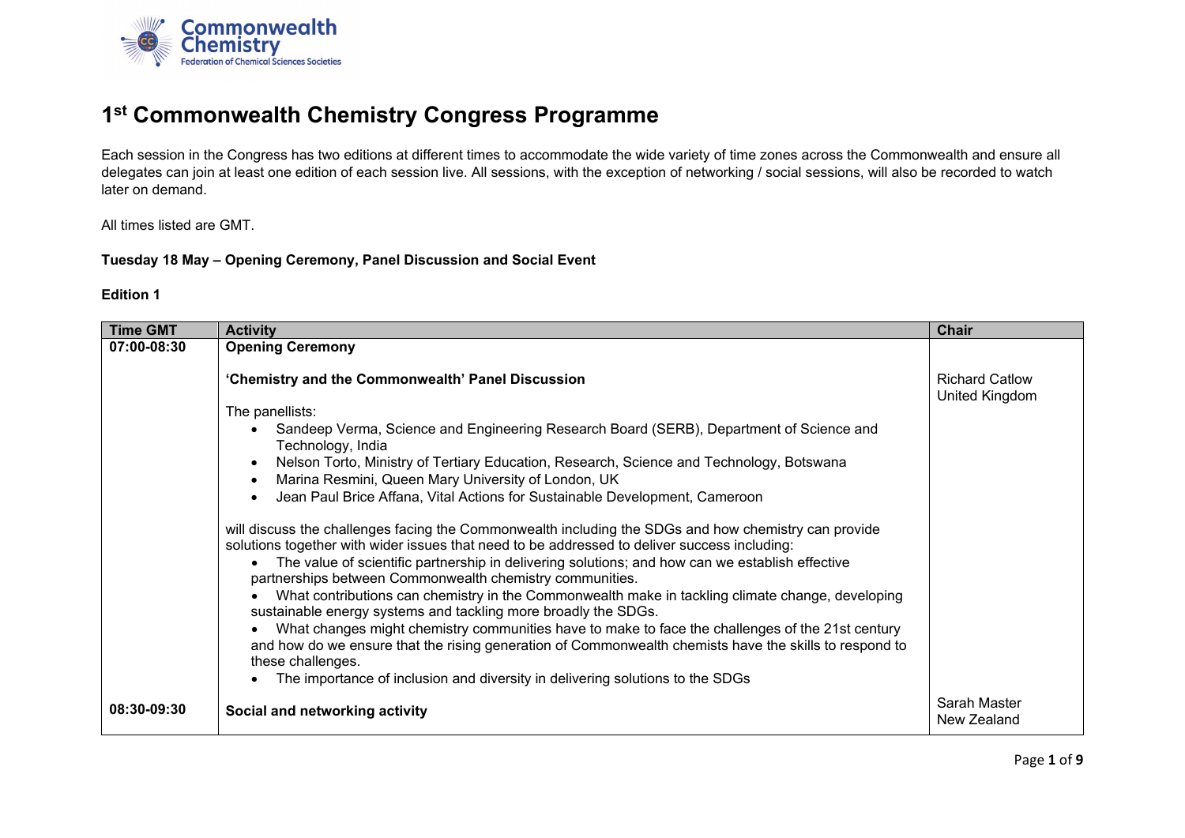# 1st Commonwealth Chemistry Congress Programme

Each session in the Congress has two editions at different times to accommodate the wide variety of time zones across the Commonwealth and ensure all delegates can join at least one edition of each session live. All sessions, with the exception of networking / social sessions, will also be recorded to watch later on demand.

All times listed are GMT.

**Tuesday 18 May – Opening Ceremony, Panel Discussion and Social Event**

**Edition 1**

| Time GMT | Activity | Chair |
|---|---|---|
| **07:00-08:30** | **Opening Ceremony**<br><br>**'Chemistry and the Commonwealth' Panel Discussion**<br><br>The panellists:<br>• Sandeep Verma, Science and Engineering Research Board (SERB), Department of Science and Technology, India<br>• Nelson Torto, Ministry of Tertiary Education, Research, Science and Technology, Botswana<br>• Marina Resmini, Queen Mary University of London, UK<br>• Jean Paul Brice Affana, Vital Actions for Sustainable Development, Cameroon<br><br>will discuss the challenges facing the Commonwealth including the SDGs and how chemistry can provide solutions together with wider issues that need to be addressed to deliver success including:<br>• The value of scientific partnership in delivering solutions; and how can we establish effective partnerships between Commonwealth chemistry communities.<br>• What contributions can chemistry in the Commonwealth make in tackling climate change, developing sustainable energy systems and tackling more broadly the SDGs.<br>• What changes might chemistry communities have to make to face the challenges of the 21st century and how do we ensure that the rising generation of Commonwealth chemists have the skills to respond to these challenges.<br>• The importance of inclusion and diversity in delivering solutions to the SDGs | Richard Catlow<br>United Kingdom |
| **08:30-09:30** | **Social and networking activity** | Sarah Master<br>New Zealand |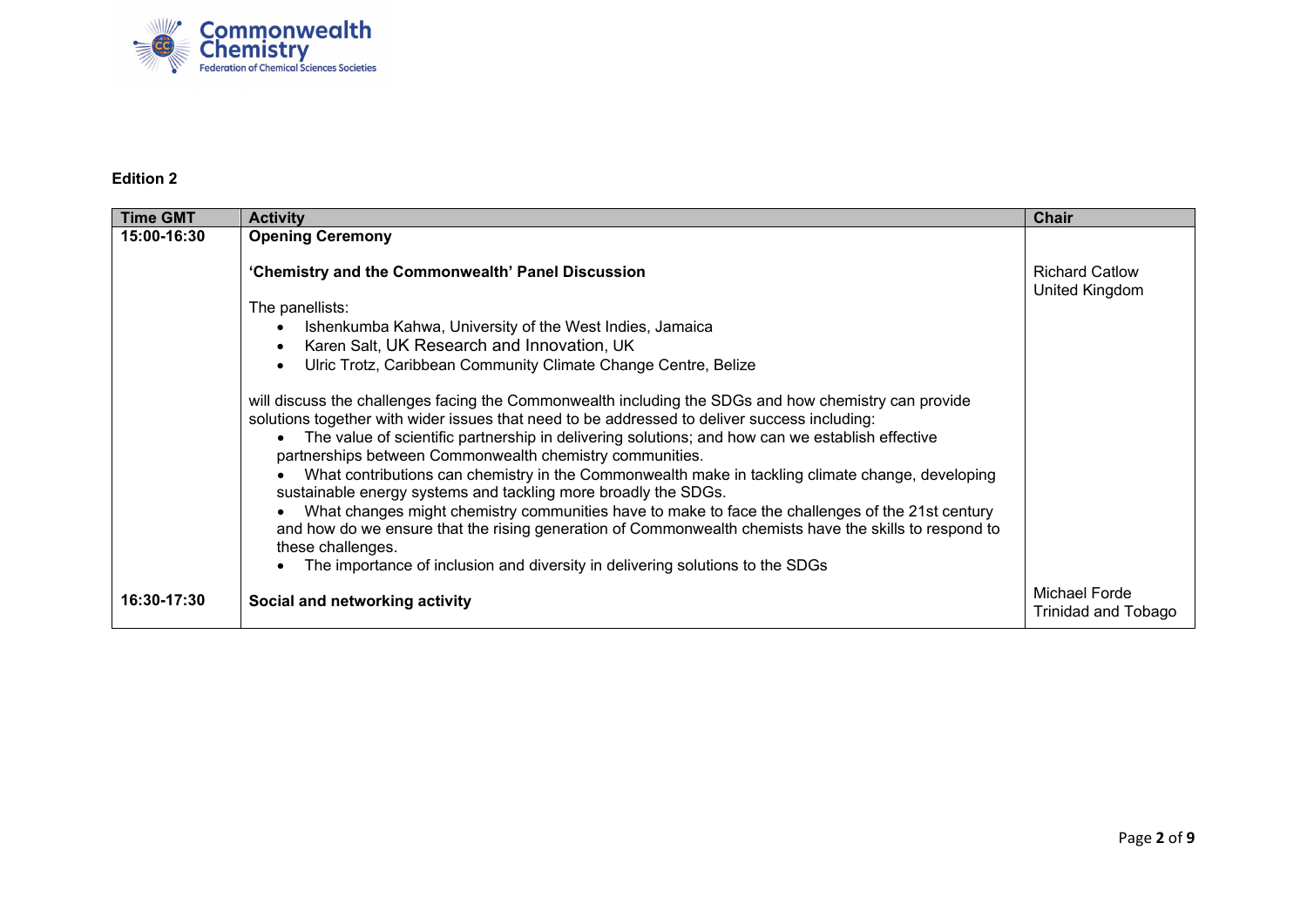**Edition 2**

| Time GMT | Activity | Chair |
|---|---|---|
| 15:00-16:30 | **Opening Ceremony**<br><br>**'Chemistry and the Commonwealth' Panel Discussion**<br><br>The panellists:<br>• Ishenkumba Kahwa, University of the West Indies, Jamaica<br>• Karen Salt, UK Research and Innovation, UK<br>• Ulric Trotz, Caribbean Community Climate Change Centre, Belize<br><br>will discuss the challenges facing the Commonwealth including the SDGs and how chemistry can provide solutions together with wider issues that need to be addressed to deliver success including:<br>• The value of scientific partnership in delivering solutions; and how can we establish effective partnerships between Commonwealth chemistry communities.<br>• What contributions can chemistry in the Commonwealth make in tackling climate change, developing sustainable energy systems and tackling more broadly the SDGs.<br>• What changes might chemistry communities have to make to face the challenges of the 21st century and how do we ensure that the rising generation of Commonwealth chemists have the skills to respond to these challenges.<br>• The importance of inclusion and diversity in delivering solutions to the SDGs | Richard Catlow<br>United Kingdom |
| 16:30-17:30 | **Social and networking activity** | Michael Forde<br>Trinidad and Tobago |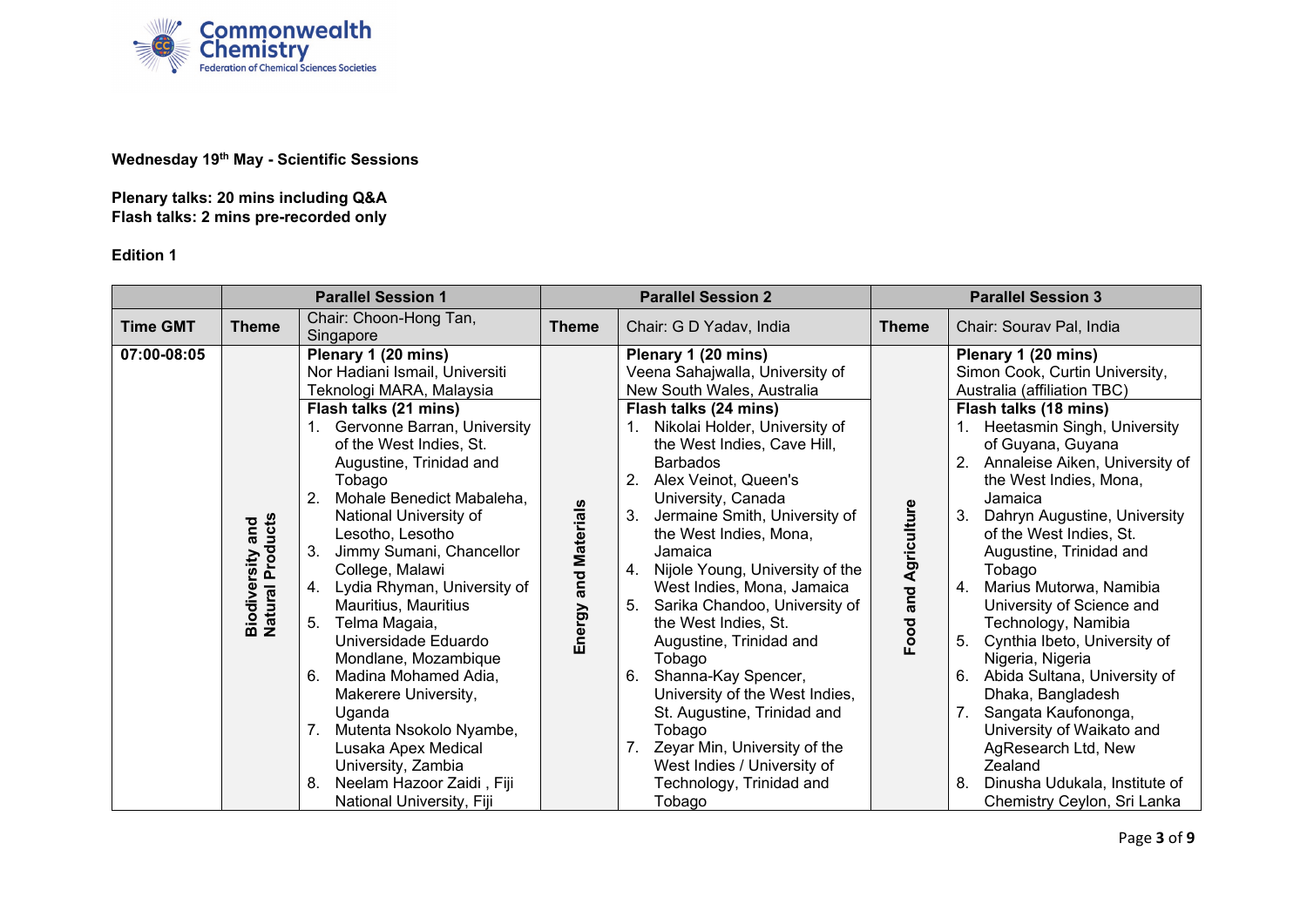**Wednesday 19th May - Scientific Sessions**

**Plenary talks: 20 mins including Q&A**
**Flash talks: 2 mins pre-recorded only**

**Edition 1**

| | Parallel Session 1 | | Parallel Session 2 | | Parallel Session 3 | |
|---|---|---|---|---|---|---|
| **Time GMT** | **Theme** | Chair: Choon-Hong Tan, Singapore | **Theme** | Chair: G D Yadav, India | **Theme** | Chair: Sourav Pal, India |
| **07:00-08:05** | **Biodiversity and Natural Products** | **Plenary 1 (20 mins)** Nor Hadiani Ismail, Universiti Teknologi MARA, Malaysia <br> **Flash talks (21 mins)** <br> 1. Gervonne Barran, University of the West Indies, St. Augustine, Trinidad and Tobago <br> 2. Mohale Benedict Mabaleha, National University of Lesotho, Lesotho <br> 3. Jimmy Sumani, Chancellor College, Malawi <br> 4. Lydia Rhyman, University of Mauritius, Mauritius <br> 5. Telma Magaia, Universidade Eduardo Mondlane, Mozambique <br> 6. Madina Mohamed Adia, Makerere University, Uganda <br> 7. Mutenta Nsokolo Nyambe, Lusaka Apex Medical University, Zambia <br> 8. Neelam Hazoor Zaidi , Fiji National University, Fiji | **Energy and Materials** | **Plenary 1 (20 mins)** Veena Sahajwalla, University of New South Wales, Australia <br> **Flash talks (24 mins)** <br> 1. Nikolai Holder, University of the West Indies, Cave Hill, Barbados <br> 2. Alex Veinot, Queen's University, Canada <br> 3. Jermaine Smith, University of the West Indies, Mona, Jamaica <br> 4. Nijole Young, University of the West Indies, Mona, Jamaica <br> 5. Sarika Chandoo, University of the West Indies, St. Augustine, Trinidad and Tobago <br> 6. Shanna-Kay Spencer, University of the West Indies, St. Augustine, Trinidad and Tobago <br> 7. Zeyar Min, University of the West Indies / University of Technology, Trinidad and Tobago | **Food and Agriculture** | **Plenary 1 (20 mins)** Simon Cook, Curtin University, Australia (affiliation TBC) <br> **Flash talks (18 mins)** <br> 1. Heetasmin Singh, University of Guyana, Guyana <br> 2. Annaleise Aiken, University of the West Indies, Mona, Jamaica <br> 3. Dahryn Augustine, University of the West Indies, St. Augustine, Trinidad and Tobago <br> 4. Marius Mutorwa, Namibia University of Science and Technology, Namibia <br> 5. Cynthia Ibeto, University of Nigeria, Nigeria <br> 6. Abida Sultana, University of Dhaka, Bangladesh <br> 7. Sangata Kaufononga, University of Waikato and AgResearch Ltd, New Zealand <br> 8. Dinusha Udukala, Institute of Chemistry Ceylon, Sri Lanka |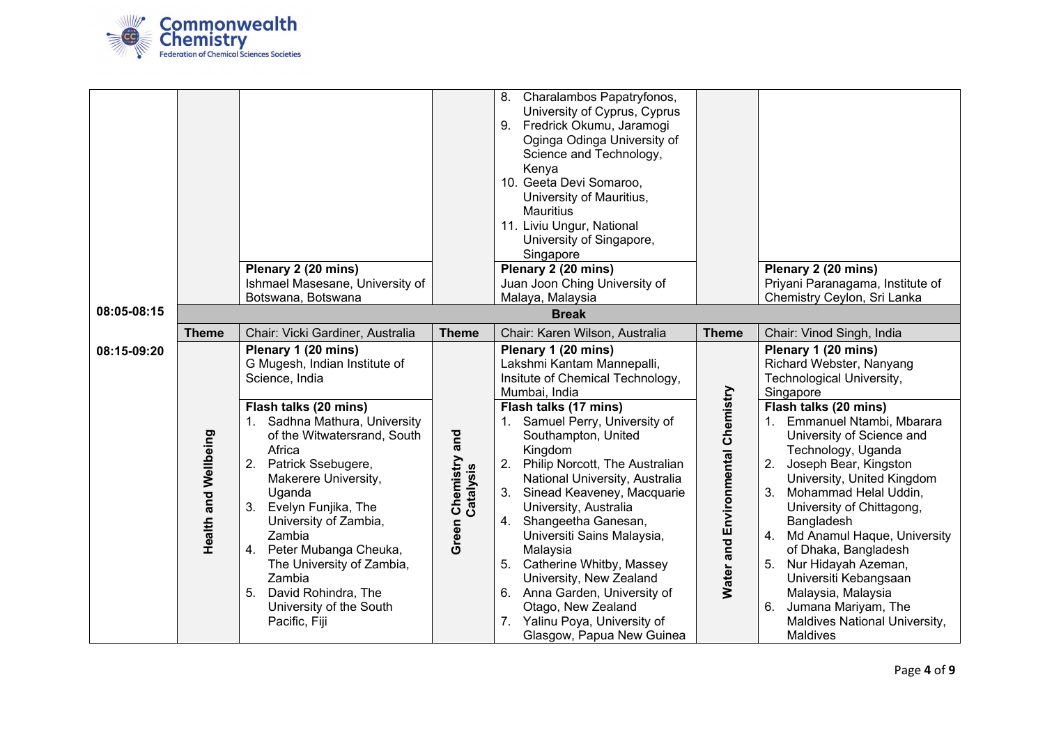| | | | | | | |
|---|---|---|---|---|---|---|
| | | **Plenary 2 (20 mins)**<br>Ishmael Masesane, University of Botswana, Botswana | | 8. Charalambos Papatryfonos, University of Cyprus, Cyprus<br>9. Fredrick Okumu, Jaramogi Oginga Odinga University of Science and Technology, Kenya<br>10. Geeta Devi Somaroo, University of Mauritius, Mauritius<br>11. Liviu Ungur, National University of Singapore, Singapore<br>**Plenary 2 (20 mins)**<br>Juan Joon Ching University of Malaya, Malaysia | | **Plenary 2 (20 mins)**<br>Priyani Paranagama, Institute of Chemistry Ceylon, Sri Lanka |
| **08:05-08:15** | **Break** | | | | | |
| | **Theme** | Chair: Vicki Gardiner, Australia | **Theme** | Chair: Karen Wilson, Australia | **Theme** | Chair: Vinod Singh, India |
| **08:15-09:20** | **Health and Wellbeing** | **Plenary 1 (20 mins)**<br>G Mugesh, Indian Institute of Science, India<br>**Flash talks (20 mins)**<br>1. Sadhna Mathura, University of the Witwatersrand, South Africa<br>2. Patrick Ssebugere, Makerere University, Uganda<br>3. Evelyn Funjika, The University of Zambia, Zambia<br>4. Peter Mubanga Cheuka, The University of Zambia, Zambia<br>5. David Rohindra, The University of the South Pacific, Fiji | **Green Chemistry and Catalysis** | **Plenary 1 (20 mins)**<br>Lakshmi Kantam Mannepalli, Insitute of Chemical Technology, Mumbai, India<br>**Flash talks (17 mins)**<br>1. Samuel Perry, University of Southampton, United Kingdom<br>2. Philip Norcott, The Australian National University, Australia<br>3. Sinead Keaveney, Macquarie University, Australia<br>4. Shangeetha Ganesan, Universiti Sains Malaysia, Malaysia<br>5. Catherine Whitby, Massey University, New Zealand<br>6. Anna Garden, University of Otago, New Zealand<br>7. Yalinu Poya, University of Glasgow, Papua New Guinea | **Water and Environmental Chemistry** | **Plenary 1 (20 mins)**<br>Richard Webster, Nanyang Technological University, Singapore<br>**Flash talks (20 mins)**<br>1. Emmanuel Ntambi, Mbarara University of Science and Technology, Uganda<br>2. Joseph Bear, Kingston University, United Kingdom<br>3. Mohammad Helal Uddin, University of Chittagong, Bangladesh<br>4. Md Anamul Haque, University of Dhaka, Bangladesh<br>5. Nur Hidayah Azeman, Universiti Kebangsaan Malaysia, Malaysia<br>6. Jumana Mariyam, The Maldives National University, Maldives |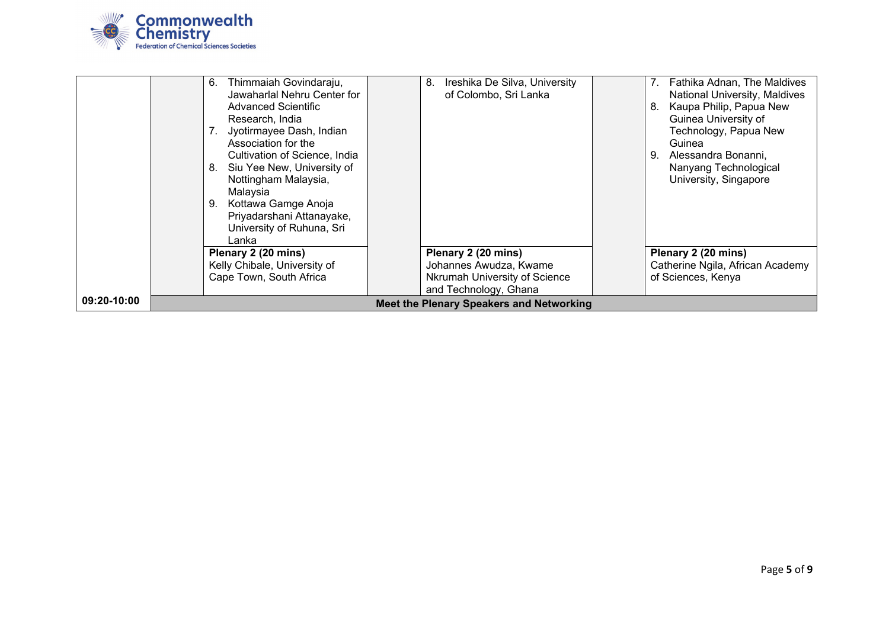|  |  |  |  |  |  |  |
| --- | --- | --- | --- | --- | --- | --- |
|  |  | 6. Thimmaiah Govindaraju, Jawaharlal Nehru Center for Advanced Scientific Research, India<br>7. Jyotirmayee Dash, Indian Association for the Cultivation of Science, India<br>8. Siu Yee New, University of Nottingham Malaysia, Malaysia<br>9. Kottawa Gamge Anoja Priyadarshani Attanayake, University of Ruhuna, Sri Lanka |  | 8. Ireshika De Silva, University of Colombo, Sri Lanka |  | 7. Fathika Adnan, The Maldives National University, Maldives<br>8. Kaupa Philip, Papua New Guinea University of Technology, Papua New Guinea<br>9. Alessandra Bonanni, Nanyang Technological University, Singapore |
|  |  | **Plenary 2 (20 mins)**<br>Kelly Chibale, University of Cape Town, South Africa |  | **Plenary 2 (20 mins)**<br>Johannes Awudza, Kwame Nkrumah University of Science and Technology, Ghana |  | **Plenary 2 (20 mins)**<br>Catherine Ngila, African Academy of Sciences, Kenya |
| **09:20-10:00** | **Meet the Plenary Speakers and Networking** |  |  |  |  |  |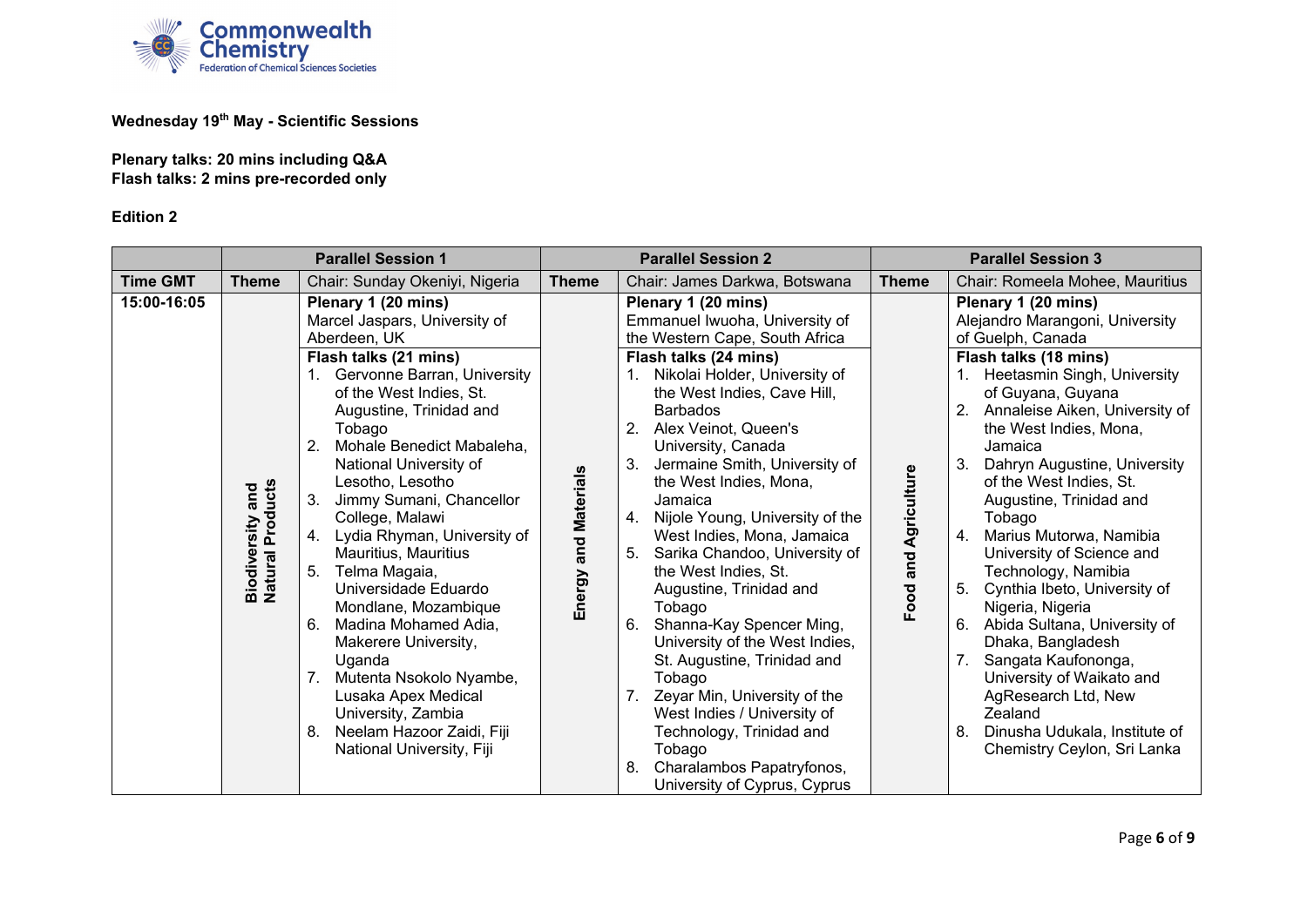**Wednesday 19th May - Scientific Sessions**

**Plenary talks: 20 mins including Q&A**
**Flash talks: 2 mins pre-recorded only**

**Edition 2**

| | Parallel Session 1 | | Parallel Session 2 | | Parallel Session 3 | |
|---|---|---|---|---|---|---|
| **Time GMT** | **Theme** | Chair: Sunday Okeniyi, Nigeria | **Theme** | Chair: James Darkwa, Botswana | **Theme** | Chair: Romeela Mohee, Mauritius |
| **15:00-16:05** | **Biodiversity and Natural Products** | **Plenary 1 (20 mins)**<br>Marcel Jaspars, University of Aberdeen, UK<br>**Flash talks (21 mins)**<br>1. Gervonne Barran, University of the West Indies, St. Augustine, Trinidad and Tobago<br>2. Mohale Benedict Mabaleha, National University of Lesotho, Lesotho<br>3. Jimmy Sumani, Chancellor College, Malawi<br>4. Lydia Rhyman, University of Mauritius, Mauritius<br>5. Telma Magaia, Universidade Eduardo Mondlane, Mozambique<br>6. Madina Mohamed Adia, Makerere University, Uganda<br>7. Mutenta Nsokolo Nyambe, Lusaka Apex Medical University, Zambia<br>8. Neelam Hazoor Zaidi, Fiji National University, Fiji | **Energy and Materials** | **Plenary 1 (20 mins)**<br>Emmanuel Iwuoha, University of the Western Cape, South Africa<br>**Flash talks (24 mins)**<br>1. Nikolai Holder, University of the West Indies, Cave Hill, Barbados<br>2. Alex Veinot, Queen's University, Canada<br>3. Jermaine Smith, University of the West Indies, Mona, Jamaica<br>4. Nijole Young, University of the West Indies, Mona, Jamaica<br>5. Sarika Chandoo, University of the West Indies, St. Augustine, Trinidad and Tobago<br>6. Shanna-Kay Spencer Ming, University of the West Indies, St. Augustine, Trinidad and Tobago<br>7. Zeyar Min, University of the West Indies / University of Technology, Trinidad and Tobago<br>8. Charalambos Papatryfonos, University of Cyprus, Cyprus | **Food and Agriculture** | **Plenary 1 (20 mins)**<br>Alejandro Marangoni, University of Guelph, Canada<br>**Flash talks (18 mins)**<br>1. Heetasmin Singh, University of Guyana, Guyana<br>2. Annaleise Aiken, University of the West Indies, Mona, Jamaica<br>3. Dahryn Augustine, University of the West Indies, St. Augustine, Trinidad and Tobago<br>4. Marius Mutorwa, Namibia University of Science and Technology, Namibia<br>5. Cynthia Ibeto, University of Nigeria, Nigeria<br>6. Abida Sultana, University of Dhaka, Bangladesh<br>7. Sangata Kaufononga, University of Waikato and AgResearch Ltd, New Zealand<br>8. Dinusha Udukala, Institute of Chemistry Ceylon, Sri Lanka |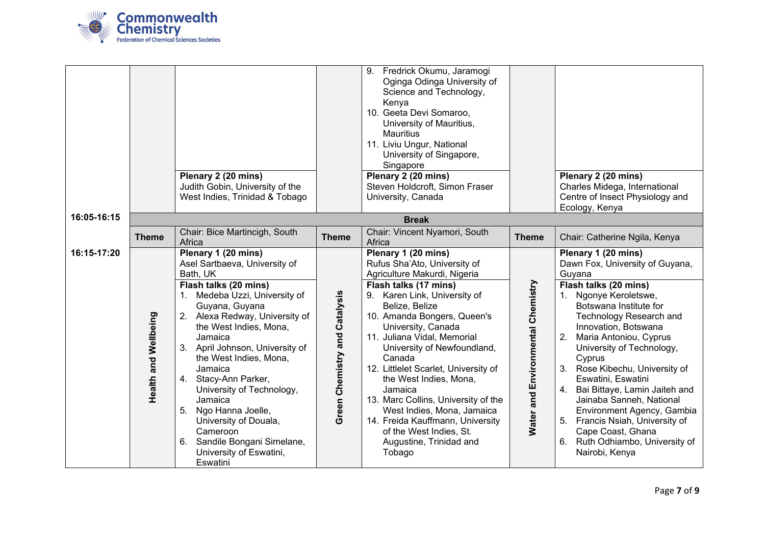| | | | | | | |
|---|---|---|---|---|---|---|
| | | | | 9. Fredrick Okumu, Jaramogi Oginga Odinga University of Science and Technology, Kenya<br>10. Geeta Devi Somaroo, University of Mauritius, Mauritius<br>11. Liviu Ungur, National University of Singapore, Singapore | | |
| | | **Plenary 2 (20 mins)**<br>Judith Gobin, University of the West Indies, Trinidad & Tobago | | **Plenary 2 (20 mins)**<br>Steven Holdcroft, Simon Fraser University, Canada | | **Plenary 2 (20 mins)**<br>Charles Midega, International Centre of Insect Physiology and Ecology, Kenya |
| **16:05-16:15** | | | | **Break** | | |
| | **Theme** | Chair: Bice Martincigh, South Africa | **Theme** | Chair: Vincent Nyamori, South Africa | **Theme** | Chair: Catherine Ngila, Kenya |
| **16:15-17:20** | **Health and Wellbeing** | **Plenary 1 (20 mins)**<br>Asel Sartbaeva, University of Bath, UK | **Green Chemistry and Catalysis** | **Plenary 1 (20 mins)**<br>Rufus Sha'Ato, University of Agriculture Makurdi, Nigeria | **Water and Environmental Chemistry** | **Plenary 1 (20 mins)**<br>Dawn Fox, University of Guyana, Guyana |
| | | **Flash talks (20 mins)**<br>1. Medeba Uzzi, University of Guyana, Guyana<br>2. Alexa Redway, University of the West Indies, Mona, Jamaica<br>3. April Johnson, University of the West Indies, Mona, Jamaica<br>4. Stacy-Ann Parker, University of Technology, Jamaica<br>5. Ngo Hanna Joelle, University of Douala, Cameroon<br>6. Sandile Bongani Simelane, University of Eswatini, Eswatini | | **Flash talks (17 mins)**<br>9. Karen Link, University of Belize, Belize<br>10. Amanda Bongers, Queen's University, Canada<br>11. Juliana Vidal, Memorial University of Newfoundland, Canada<br>12. Littlelet Scarlet, University of the West Indies, Mona, Jamaica<br>13. Marc Collins, University of the West Indies, Mona, Jamaica<br>14. Freida Kauffmann, University of the West Indies, St. Augustine, Trinidad and Tobago | | **Flash talks (20 mins)**<br>1. Ngonye Keroletswe, Botswana Institute for Technology Research and Innovation, Botswana<br>2. Maria Antoniou, Cyprus University of Technology, Cyprus<br>3. Rose Kibechu, University of Eswatini, Eswatini<br>4. Bai Bittaye, Lamin Jaiteh and Jainaba Sanneh, National Environment Agency, Gambia<br>5. Francis Nsiah, University of Cape Coast, Ghana<br>6. Ruth Odhiambo, University of Nairobi, Kenya |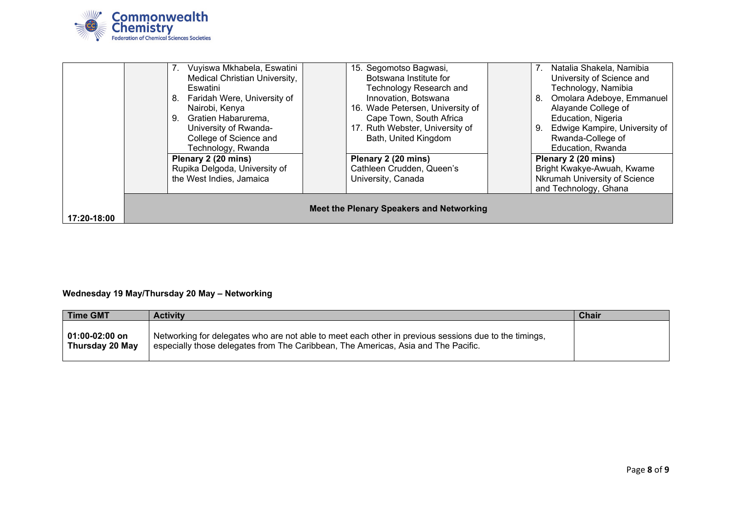| | | | | | | |
|---|---|---|---|---|---|---|
| | | 7. Vuyiswa Mkhabela, Eswatini Medical Christian University, Eswatini<br>8. Faridah Were, University of Nairobi, Kenya<br>9. Gratien Habarurema, University of Rwanda-College of Science and Technology, Rwanda | | 15. Segomotso Bagwasi, Botswana Institute for Technology Research and Innovation, Botswana<br>16. Wade Petersen, University of Cape Town, South Africa<br>17. Ruth Webster, University of Bath, United Kingdom | | 7. Natalia Shakela, Namibia University of Science and Technology, Namibia<br>8. Omolara Adeboye, Emmanuel Alayande College of Education, Nigeria<br>9. Edwige Kampire, University of Rwanda-College of Education, Rwanda |
| | | **Plenary 2 (20 mins)**<br>Rupika Delgoda, University of the West Indies, Jamaica | | **Plenary 2 (20 mins)**<br>Cathleen Crudden, Queen's University, Canada | | **Plenary 2 (20 mins)**<br>Bright Kwakye-Awuah, Kwame Nkrumah University of Science and Technology, Ghana |
| **17:20-18:00** | **Meet the Plenary Speakers and Networking** | | | | | |

**Wednesday 19 May/Thursday 20 May – Networking**

| Time GMT | Activity | Chair |
|---|---|---|
| **01:00-02:00 on Thursday 20 May** | Networking for delegates who are not able to meet each other in previous sessions due to the timings, especially those delegates from The Caribbean, The Americas, Asia and The Pacific. | |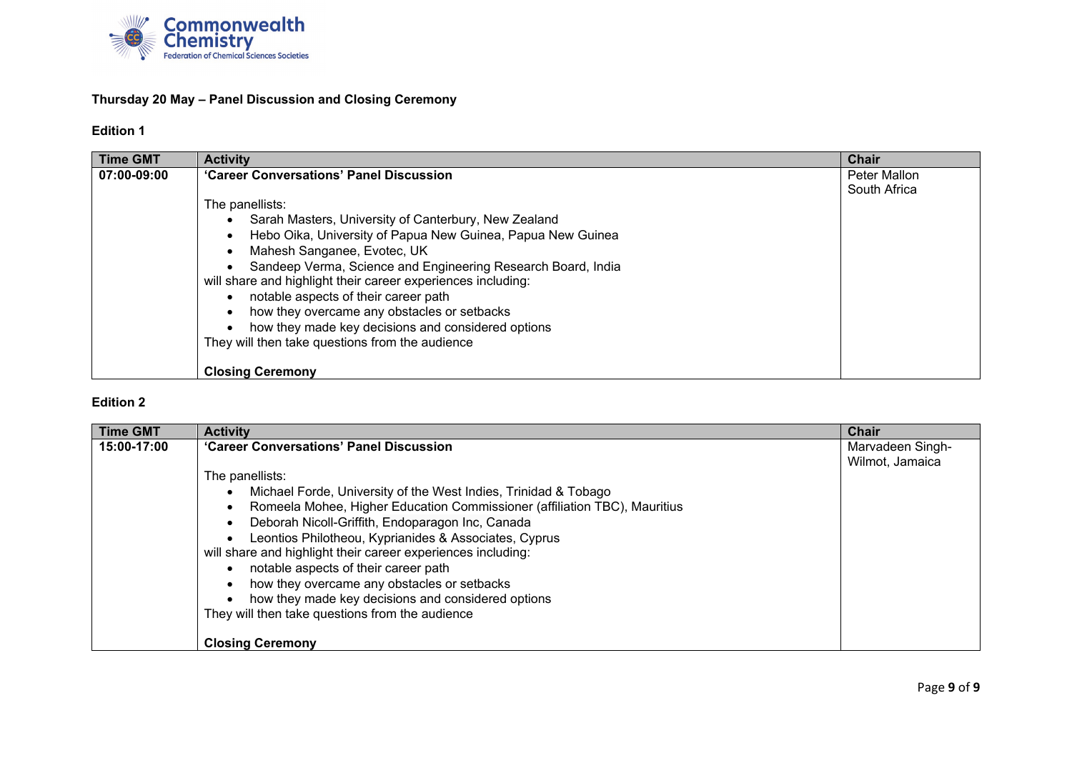**Thursday 20 May – Panel Discussion and Closing Ceremony**

**Edition 1**

| Time GMT | Activity | Chair |
|---|---|---|
| **07:00-09:00** | **'Career Conversations' Panel Discussion**<br><br>The panellists:<br>• Sarah Masters, University of Canterbury, New Zealand<br>• Hebo Oika, University of Papua New Guinea, Papua New Guinea<br>• Mahesh Sanganee, Evotec, UK<br>• Sandeep Verma, Science and Engineering Research Board, India<br>will share and highlight their career experiences including:<br>• notable aspects of their career path<br>• how they overcame any obstacles or setbacks<br>• how they made key decisions and considered options<br>They will then take questions from the audience<br><br>**Closing Ceremony** | Peter Mallon<br>South Africa |

**Edition 2**

| Time GMT | Activity | Chair |
|---|---|---|
| **15:00-17:00** | **'Career Conversations' Panel Discussion**<br><br>The panellists:<br>• Michael Forde, University of the West Indies, Trinidad & Tobago<br>• Romeela Mohee, Higher Education Commissioner (affiliation TBC), Mauritius<br>• Deborah Nicoll-Griffith, Endoparagon Inc, Canada<br>• Leontios Philotheou, Kyprianides & Associates, Cyprus<br>will share and highlight their career experiences including:<br>• notable aspects of their career path<br>• how they overcame any obstacles or setbacks<br>• how they made key decisions and considered options<br>They will then take questions from the audience<br><br>**Closing Ceremony** | Marvadeen Singh-Wilmot, Jamaica |